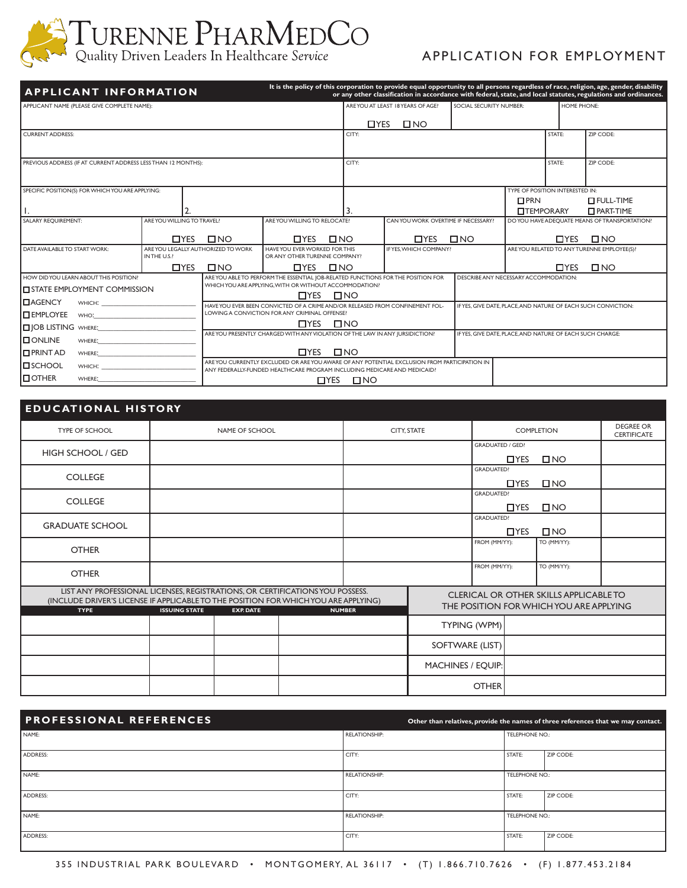# TURENNE PHARMEDCO

Quality Driven Leaders In Healthcare *Service*

## APPLICATION FOR EMPLOYMENT

## APPLICANT INFORMATION

**It is the policy of this corporation to provide equal opportunity to all persons regardless of race, religion, age, gender, disability or any other classification in accordance with federal, state, and local statutes, regulations and ordinances.**

| APPLICANT NAME (PLEASE GIVE COMPLETE NAME): | ARE YOU AT LEAST 18 YEARS OF AGE? ☐YES ☐NO | SOCIAL SECURITY NUMBER: | HOME PHONE: |
|---|---|---|---|

| CURRENT ADDRESS: | CITY: | STATE: | ZIP CODE: |
|---|---|---|---|
| PREVIOUS ADDRESS (IF AT CURRENT ADDRESS LESS THAN 12 MONTHS): | CITY: | STATE: | ZIP CODE: |

| SPECIFIC POSITION(S) FOR WHICH YOU ARE APPLYING: 1. | 2. | 3. | TYPE OF POSITION INTERESTED IN: ☐PRN ☐FULL-TIME ☐TEMPORARY ☐PART-TIME |
|---|---|---|---|

| SALARY REQUIREMENT: | ARE YOU WILLING TO TRAVEL? ☐YES ☐NO | ARE YOU WILLING TO RELOCATE? ☐YES ☐NO | CAN YOU WORK OVERTIME IF NECESSARY? ☐YES ☐NO | DO YOU HAVE ADEQUATE MEANS OF TRANSPORTATION? ☐YES ☐NO |
|---|---|---|---|---|
| DATE AVAILABLE TO START WORK: | ARE YOU LEGALLY AUTHORIZED TO WORK IN THE U.S.? ☐YES ☐NO | HAVE YOU EVER WORKED FOR THIS OR ANY OTHER TURENNE COMPANY? ☐YES ☐NO | IF YES, WHICH COMPANY? | ARE YOU RELATED TO ANY TURENNE EMPLOYEE(S)? ☐YES ☐NO |

| HOW DID YOU LEARN ABOUT THIS POSITION? | | |
|---|---|---|
| ☐STATE EMPLOYMENT COMMISSION | ARE YOU ABLE TO PERFORM THE ESSENTIAL JOB-RELATED FUNCTIONS FOR THE POSITION FOR WHICH YOU ARE APPLYING, WITH OR WITHOUT ACCOMMODATION? ☐YES ☐NO | DESCRIBE ANY NECESSARY ACCOMMODATION: |
| ☐AGENCY WHICH: ______ ☐EMPLOYEE WHO: ______ | HAVE YOU EVER BEEN CONVICTED OF A CRIME AND/OR RELEASED FROM CONFINEMENT FOLLOWING A CONVICTION FOR ANY CRIMINAL OFFENSE? ☐YES ☐NO | IF YES, GIVE DATE, PLACE, AND NATURE OF EACH SUCH CONVICTION: |
| ☐JOB LISTING WHERE: ______ ☐ONLINE WHERE: ______ ☐PRINT AD WHERE: ______ | ARE YOU PRESENTLY CHARGED WITH ANY VIOLATION OF THE LAW IN ANY JURISDICTION? ☐YES ☐NO | IF YES, GIVE DATE, PLACE, AND NATURE OF EACH SUCH CHARGE: |
| ☐SCHOOL WHICH: ______ ☐OTHER WHERE: ______ | ARE YOU CURRENTLY EXCLUDED OR ARE YOU AWARE OF ANY POTENTIAL EXCLUSION FROM PARTICIPATION IN ANY FEDERALLY-FUNDED HEALTHCARE PROGRAM INCLUDING MEDICARE AND MEDICAID? ☐YES ☐NO | |

## EDUCATIONAL HISTORY

| TYPE OF SCHOOL | NAME OF SCHOOL | CITY, STATE | COMPLETION | | DEGREE OR CERTIFICATE |
|---|---|---|---|---|---|
| HIGH SCHOOL / GED | | | GRADUATED / GED? ☐YES ☐NO | | |
| COLLEGE | | | GRADUATED? ☐YES ☐NO | | |
| COLLEGE | | | GRADUATED? ☐YES ☐NO | | |
| GRADUATE SCHOOL | | | GRADUATED? ☐YES ☐NO | | |
| OTHER | | | FROM (MM/YY): | TO (MM/YY): | |
| OTHER | | | FROM (MM/YY): | TO (MM/YY): | |

LIST ANY PROFESSIONAL LICENSES, REGISTRATIONS, OR CERTIFICATIONS YOU POSSESS. (INCLUDE DRIVER'S LICENSE IF APPLICABLE TO THE POSITION FOR WHICH YOU ARE APPLYING)

| TYPE | ISSUING STATE | EXP. DATE | NUMBER |
|---|---|---|---|
| | | | |
| | | | |
| | | | |
| | | | |

CLERICAL OR OTHER SKILLS APPLICABLE TO THE POSITION FOR WHICH YOU ARE APPLYING

| | |
|---|---|
| TYPING (WPM) | |
| SOFTWARE (LIST) | |
| MACHINES / EQUIP: | |
| OTHER | |

## PROFESSIONAL REFERENCES

**Other than relatives, provide the names of three references that we may contact.**

| NAME: | RELATIONSHIP: | TELEPHONE NO.: | |
|---|---|---|---|
| ADDRESS: | CITY: | STATE: | ZIP CODE: |
| NAME: | RELATIONSHIP: | TELEPHONE NO.: | |
| ADDRESS: | CITY: | STATE: | ZIP CODE: |
| NAME: | RELATIONSHIP: | TELEPHONE NO.: | |
| ADDRESS: | CITY: | STATE: | ZIP CODE: |

355 INDUSTRIAL PARK BOULEVARD • MONTGOMERY, AL 36117 • (T) 1.866.710.7626 • (F) 1.877.453.2184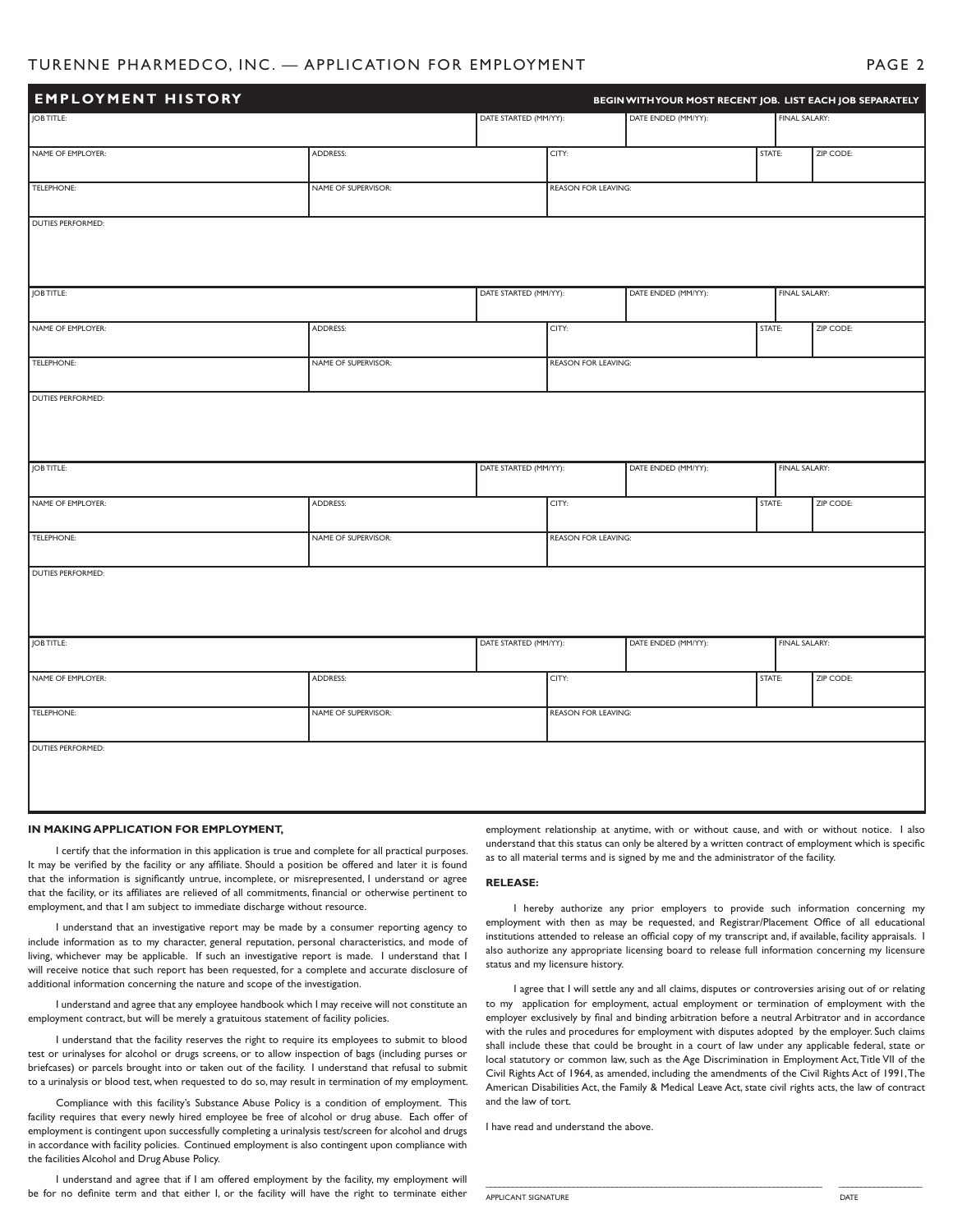## EMPLOYMENT HISTORY

**BEGIN WITH YOUR MOST RECENT JOB. LIST EACH JOB SEPARATELY**

| JOB TITLE: | | DATE STARTED (MM/YY): | | DATE ENDED (MM/YY): | FINAL SALARY: | |
|---|---|---|---|---|---|---|
| NAME OF EMPLOYER: | ADDRESS: | | CITY: | | STATE: | ZIP CODE: |
| TELEPHONE: | NAME OF SUPERVISOR: | | REASON FOR LEAVING: | | | |
| DUTIES PERFORMED: | | | | | | |

| JOB TITLE: | | DATE STARTED (MM/YY): | | DATE ENDED (MM/YY): | FINAL SALARY: | |
|---|---|---|---|---|---|---|
| NAME OF EMPLOYER: | ADDRESS: | | CITY: | | STATE: | ZIP CODE: |
| TELEPHONE: | NAME OF SUPERVISOR: | | REASON FOR LEAVING: | | | |
| DUTIES PERFORMED: | | | | | | |

| JOB TITLE: | | DATE STARTED (MM/YY): | | DATE ENDED (MM/YY): | FINAL SALARY: | |
|---|---|---|---|---|---|---|
| NAME OF EMPLOYER: | ADDRESS: | | CITY: | | STATE: | ZIP CODE: |
| TELEPHONE: | NAME OF SUPERVISOR: | | REASON FOR LEAVING: | | | |
| DUTIES PERFORMED: | | | | | | |

| JOB TITLE: | | DATE STARTED (MM/YY): | | DATE ENDED (MM/YY): | FINAL SALARY: | |
|---|---|---|---|---|---|---|
| NAME OF EMPLOYER: | ADDRESS: | | CITY: | | STATE: | ZIP CODE: |
| TELEPHONE: | NAME OF SUPERVISOR: | | REASON FOR LEAVING: | | | |
| DUTIES PERFORMED: | | | | | | |

**IN MAKING APPLICATION FOR EMPLOYMENT,**

I certify that the information in this application is true and complete for all practical purposes. It may be verified by the facility or any affiliate. Should a position be offered and later it is found that the information is significantly untrue, incomplete, or misrepresented, I understand or agree that the facility, or its affiliates are relieved of all commitments, financial or otherwise pertinent to employment, and that I am subject to immediate discharge without resource.

I understand that an investigative report may be made by a consumer reporting agency to include information as to my character, general reputation, personal characteristics, and mode of living, whichever may be applicable. If such an investigative report is made. I understand that I will receive notice that such report has been requested, for a complete and accurate disclosure of additional information concerning the nature and scope of the investigation.

I understand and agree that any employee handbook which I may receive will not constitute an employment contract, but will be merely a gratuitous statement of facility policies.

I understand that the facility reserves the right to require its employees to submit to blood test or urinalyses for alcohol or drugs screens, or to allow inspection of bags (including purses or briefcases) or parcels brought into or taken out of the facility. I understand that refusal to submit to a urinalysis or blood test, when requested to do so, may result in termination of my employment.

Compliance with this facility's Substance Abuse Policy is a condition of employment. This facility requires that every newly hired employee be free of alcohol or drug abuse. Each offer of employment is contingent upon successfully completing a urinalysis test/screen for alcohol and drugs in accordance with facility policies. Continued employment is also contingent upon compliance with the facilities Alcohol and Drug Abuse Policy.

I understand and agree that if I am offered employment by the facility, my employment will be for no definite term and that either I, or the facility will have the right to terminate either employment relationship at anytime, with or without cause, and with or without notice. I also understand that this status can only be altered by a written contract of employment which is specific as to all material terms and is signed by me and the administrator of the facility.

**RELEASE:**

I hereby authorize any prior employers to provide such information concerning my employment with then as may be requested, and Registrar/Placement Office of all educational institutions attended to release an official copy of my transcript and, if available, facility appraisals. I also authorize any appropriate licensing board to release full information concerning my licensure status and my licensure history.

I agree that I will settle any and all claims, disputes or controversies arising out of or relating to my application for employment, actual employment or termination of employment with the employer exclusively by final and binding arbitration before a neutral Arbitrator and in accordance with the rules and procedures for employment with disputes adopted by the employer. Such claims shall include these that could be brought in a court of law under any applicable federal, state or local statutory or common law, such as the Age Discrimination in Employment Act, Title VII of the Civil Rights Act of 1964, as amended, including the amendments of the Civil Rights Act of 1991, The American Disabilities Act, the Family & Medical Leave Act, state civil rights acts, the law of contract and the law of tort.

I have read and understand the above.

\_\_\_\_\_\_\_\_\_\_\_\_\_\_\_\_\_\_\_\_\_\_\_\_\_\_\_\_\_\_\_\_\_\_\_\_\_\_\_\_ \_\_\_\_\_\_\_\_\_\_\_\_\_\_\_\_

APPLICANT SIGNATURE DATE